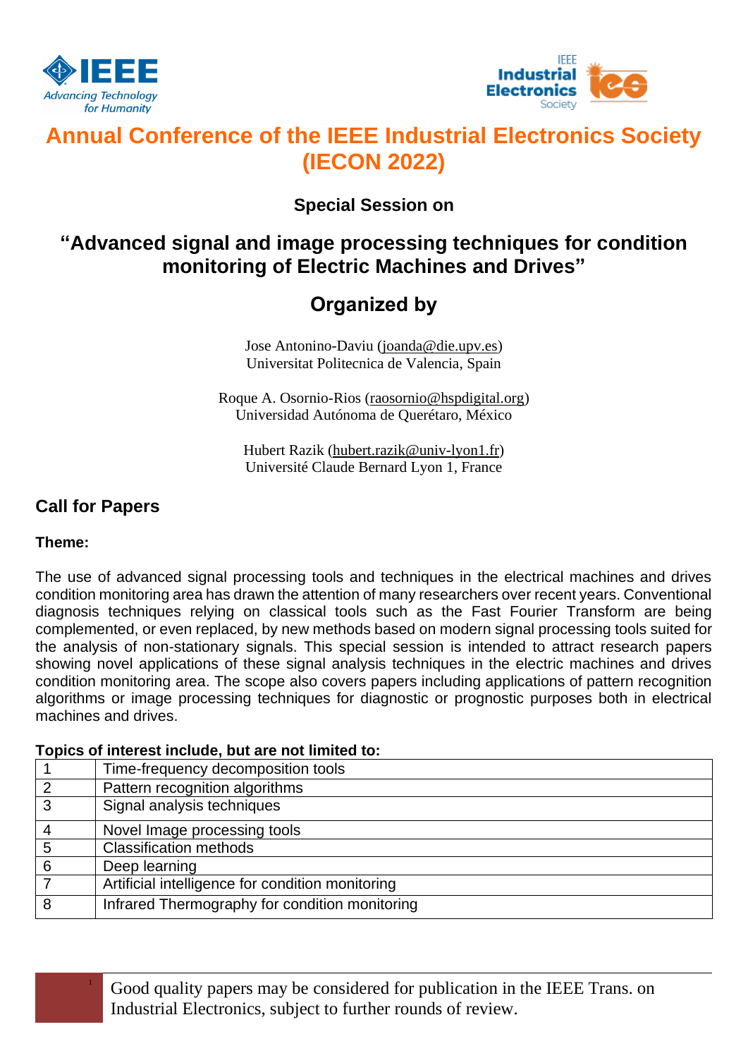# Annual Conference of the IEEE Industrial Electronics Society (IECON 2022)

### Special Session on

## "Advanced signal and image processing techniques for condition monitoring of Electric Machines and Drives"

## Organized by

Jose Antonino-Daviu (joanda@die.upv.es)
Universitat Politecnica de Valencia, Spain

Roque A. Osornio-Rios (raosornio@hspdigital.org)
Universidad Autónoma de Querétaro, México

Hubert Razik (hubert.razik@univ-lyon1.fr)
Université Claude Bernard Lyon 1, France

## Call for Papers

**Theme:**

The use of advanced signal processing tools and techniques in the electrical machines and drives condition monitoring area has drawn the attention of many researchers over recent years. Conventional diagnosis techniques relying on classical tools such as the Fast Fourier Transform are being complemented, or even replaced, by new methods based on modern signal processing tools suited for the analysis of non-stationary signals. This special session is intended to attract research papers showing novel applications of these signal analysis techniques in the electric machines and drives condition monitoring area. The scope also covers papers including applications of pattern recognition algorithms or image processing techniques for diagnostic or prognostic purposes both in electrical machines and drives.

**Topics of interest include, but are not limited to:**

| | |
|---|---|
| 1 | Time-frequency decomposition tools |
| 2 | Pattern recognition algorithms |
| 3 | Signal analysis techniques |
| 4 | Novel Image processing tools |
| 5 | Classification methods |
| 6 | Deep learning |
| 7 | Artificial intelligence for condition monitoring |
| 8 | Infrared Thermography for condition monitoring |

Good quality papers may be considered for publication in the IEEE Trans. on Industrial Electronics, subject to further rounds of review.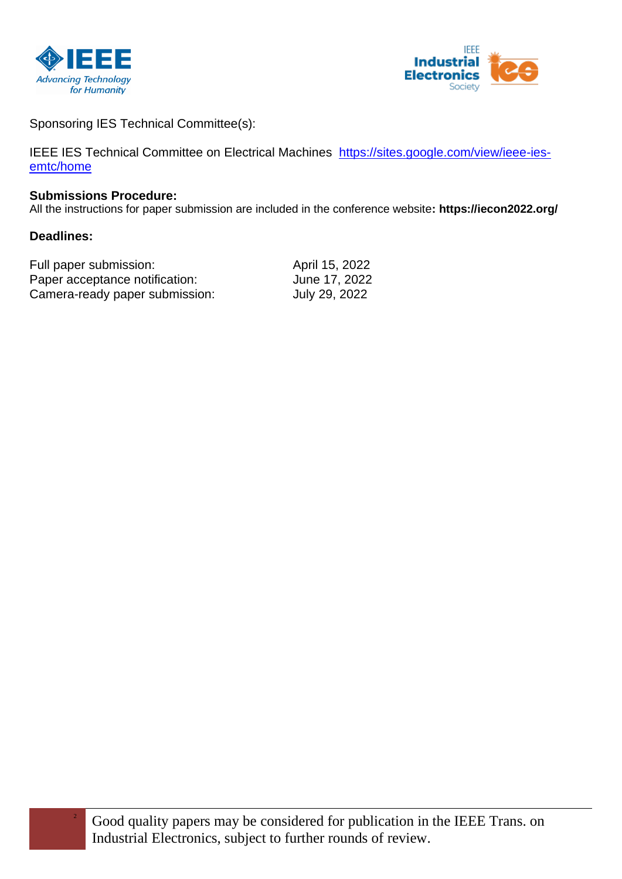Sponsoring IES Technical Committee(s):

IEEE IES Technical Committee on Electrical Machines [https://sites.google.com/view/ieee-ies-emtc/home](https://sites.google.com/view/ieee-ies-emtc/home)

**Submissions Procedure:**

All the instructions for paper submission are included in the conference website**: https://iecon2022.org/**

**Deadlines:**

| | |
|---|---|
| Full paper submission: | April 15, 2022 |
| Paper acceptance notification: | June 17, 2022 |
| Camera-ready paper submission: | July 29, 2022 |

[2] Good quality papers may be considered for publication in the IEEE Trans. on Industrial Electronics, subject to further rounds of review.